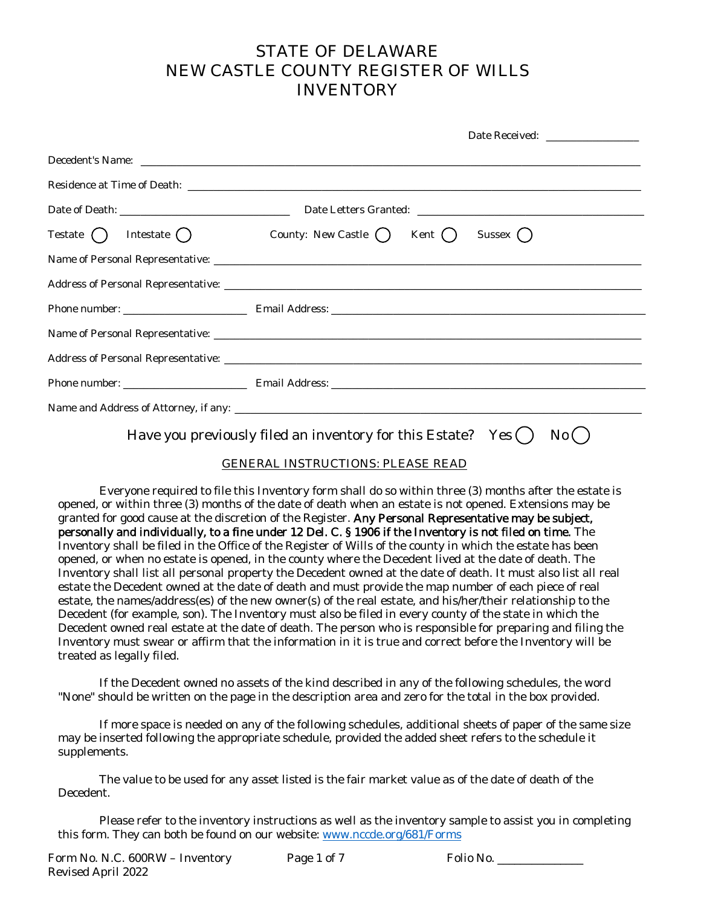# STATE OF DELAWARE
# NEW CASTLE COUNTY REGISTER OF WILLS
# INVENTORY

Date Received: ________________

Decedent's Name: ______________________________________________

Residence at Time of Death: ______________________________________________

Date of Death: ______________________ Date Letters Granted: ______________________

Testate ◯ Intestate ◯ County: New Castle ◯ Kent ◯ Sussex ◯

Name of Personal Representative: ______________________________________________

Address of Personal Representative: ______________________________________________

Phone number: ________________ Email Address: ______________________________

Name of Personal Representative: ______________________________________________

Address of Personal Representative: ______________________________________________

Phone number: ________________ Email Address: ______________________________

Name and Address of Attorney, if any: ______________________________________________

Have you previously filed an inventory for this Estate? Yes ◯ No ◯

## GENERAL INSTRUCTIONS: PLEASE READ

Everyone required to file this Inventory form shall do so within three (3) months after the estate is opened, or within three (3) months of the date of death when an estate is not opened. Extensions may be granted for good cause at the discretion of the Register. **Any Personal Representative may be subject, personally and individually, to a fine under 12 Del. C. § 1906 if the Inventory is not filed on time.** The Inventory shall be filed in the Office of the Register of Wills of the county in which the estate has been opened, or when no estate is opened, in the county where the Decedent lived at the date of death. The Inventory shall list all personal property the Decedent owned at the date of death. It must also list all real estate the Decedent owned at the date of death and must provide the map number of each piece of real estate, the names/address(es) of the new owner(s) of the real estate, and his/her/their relationship to the Decedent (for example, son). The Inventory must also be filed in every county of the state in which the Decedent owned real estate at the date of death. The person who is responsible for preparing and filing the Inventory must swear or affirm that the information in it is true and correct before the Inventory will be treated as legally filed.

If the Decedent owned no assets of the kind described in any of the following schedules, the word "None" should be written on the page in the description area and zero for the total in the box provided.

If more space is needed on any of the following schedules, additional sheets of paper of the same size may be inserted following the appropriate schedule, provided the added sheet refers to the schedule it supplements.

The value to be used for any asset listed is the fair market value as of the date of death of the Decedent.

Please refer to the inventory instructions as well as the inventory sample to assist you in completing this form. They can both be found on our website: www.nccde.org/681/Forms

Form No. N.C. 600RW – Inventory
Revised April 2022

Folio No. ______________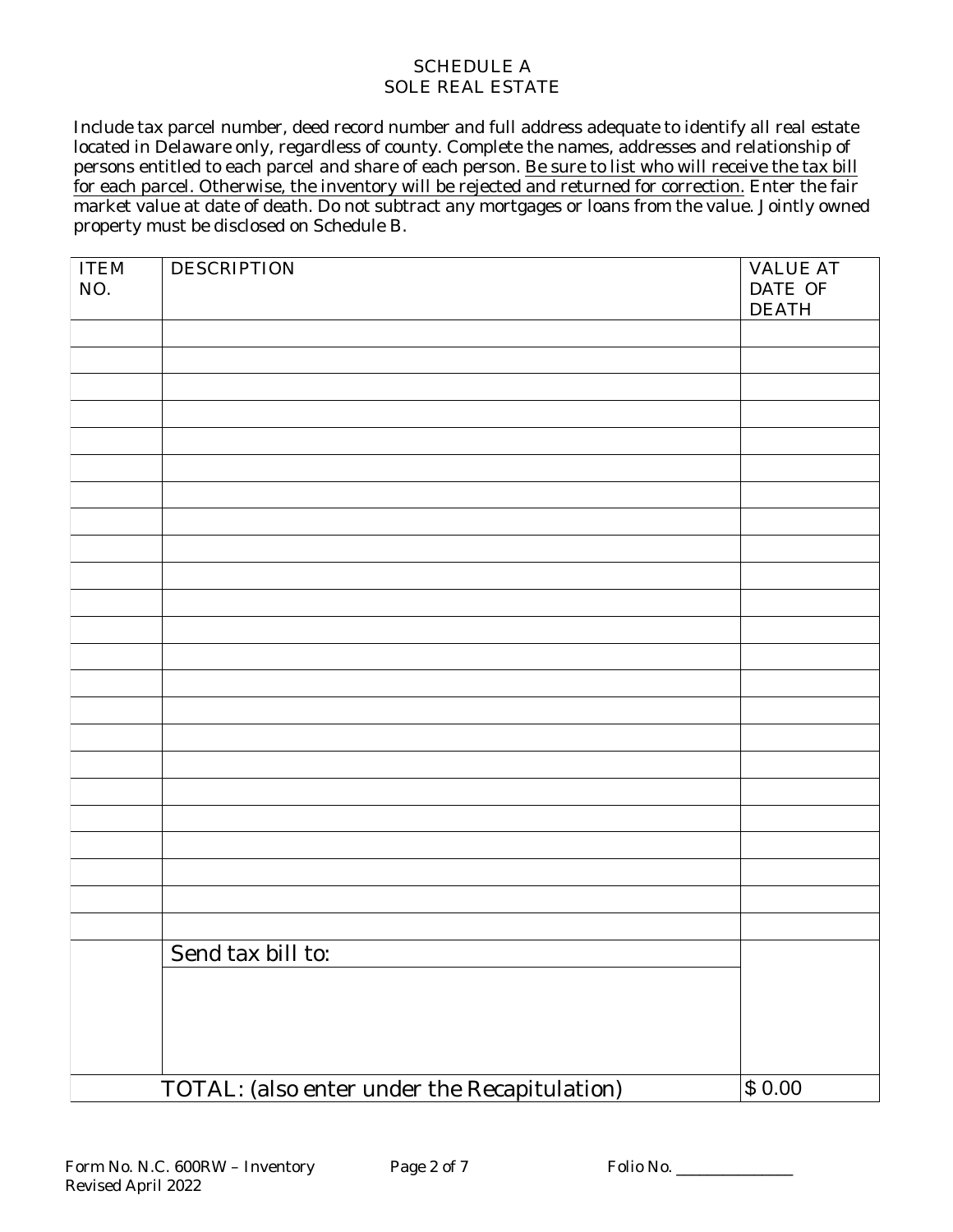# SCHEDULE A
## SOLE REAL ESTATE

Include tax parcel number, deed record number and full address adequate to identify all real estate located in Delaware only, regardless of county. Complete the names, addresses and relationship of persons entitled to each parcel and share of each person. Be sure to list who will receive the tax bill for each parcel. Otherwise, the inventory will be rejected and returned for correction. Enter the fair market value at date of death. Do not subtract any mortgages or loans from the value. Jointly owned property must be disclosed on Schedule B.

| ITEM NO. | DESCRIPTION | VALUE AT DATE OF DEATH |
|---|---|---|
| | | |
| | | |
| | | |
| | | |
| | | |
| | | |
| | | |
| | | |
| | | |
| | | |
| | | |
| | | |
| | | |
| | | |
| | | |
| | | |
| | | |
| | | |
| | | |
| | | |
| | | |
| | | |
| | | |
| | Send tax bill to: | |
| | | |
| | TOTAL: (also enter under the Recapitulation) | $ 0.00 |

Form No. N.C. 600RW – Inventory
Revised April 2022

Folio No. _______________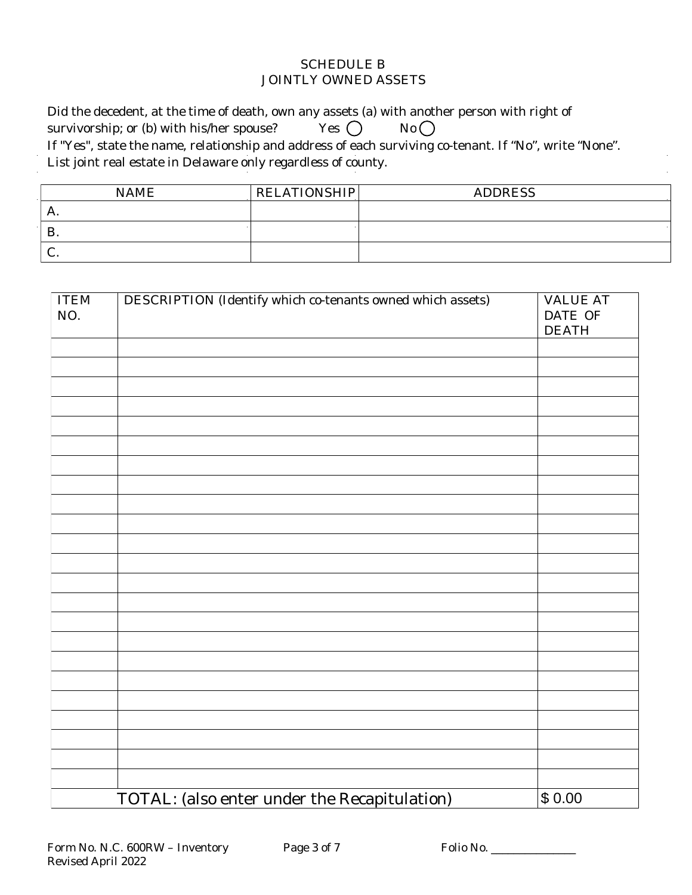## SCHEDULE B
## JOINTLY OWNED ASSETS

Did the decedent, at the time of death, own any assets (a) with another person with right of survivorship; or (b) with his/her spouse? Yes ◯ No ◯

If "Yes", state the name, relationship and address of each surviving co-tenant. If "No", write "None". List joint real estate in Delaware only regardless of county.

| NAME | RELATIONSHIP | ADDRESS |
|---|---|---|
| A. | | |
| B. | | |
| C. | | |

| ITEM NO. | DESCRIPTION (Identify which co-tenants owned which assets) | VALUE AT DATE OF DEATH |
|---|---|---|
| | | |
| | | |
| | | |
| | | |
| | | |
| | | |
| | | |
| | | |
| | | |
| | | |
| | | |
| | | |
| | | |
| | | |
| | | |
| | | |
| | | |
| | | |
| | | |
| | | |
| | | |
| | | |
| | | |
| | TOTAL: (also enter under the Recapitulation) | $ 0.00 |

Form No. N.C. 600RW – Inventory
Revised April 2022

Folio No. _______________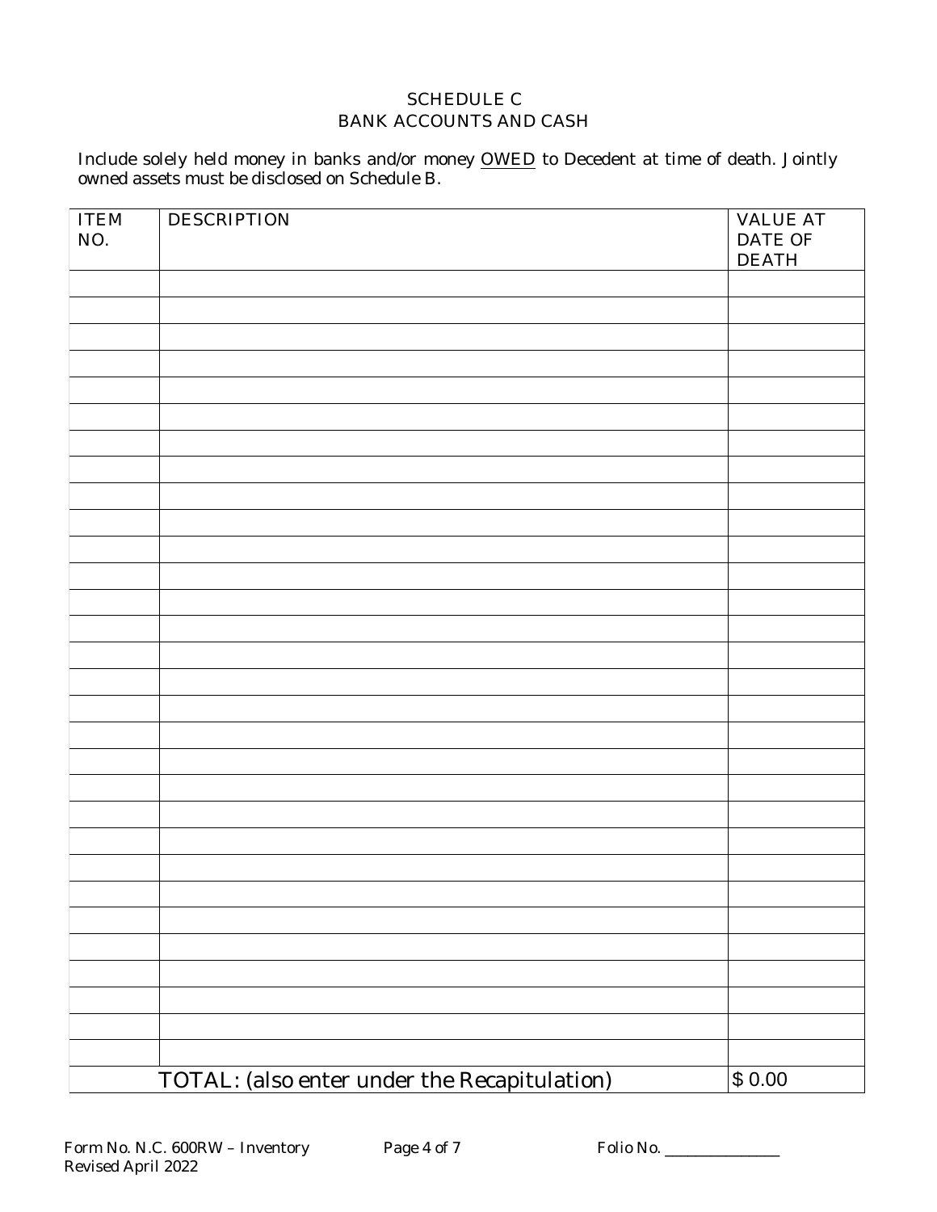## SCHEDULE C
## BANK ACCOUNTS AND CASH

Include solely held money in banks and/or money OWED to Decedent at time of death. Jointly owned assets must be disclosed on Schedule B.

| ITEM NO. | DESCRIPTION | VALUE AT DATE OF DEATH |
|---|---|---|
| | | |
| | | |
| | | |
| | | |
| | | |
| | | |
| | | |
| | | |
| | | |
| | | |
| | | |
| | | |
| | | |
| | | |
| | | |
| | | |
| | | |
| | | |
| | | |
| | | |
| | | |
| | | |
| | | |
| | | |
| | | |
| | | |
| | | |
| | | |
| | | |
| | | |
| | TOTAL: (also enter under the Recapitulation) | $ 0.00 |

Form No. N.C. 600RW – Inventory
Revised April 2022

Folio No. _______________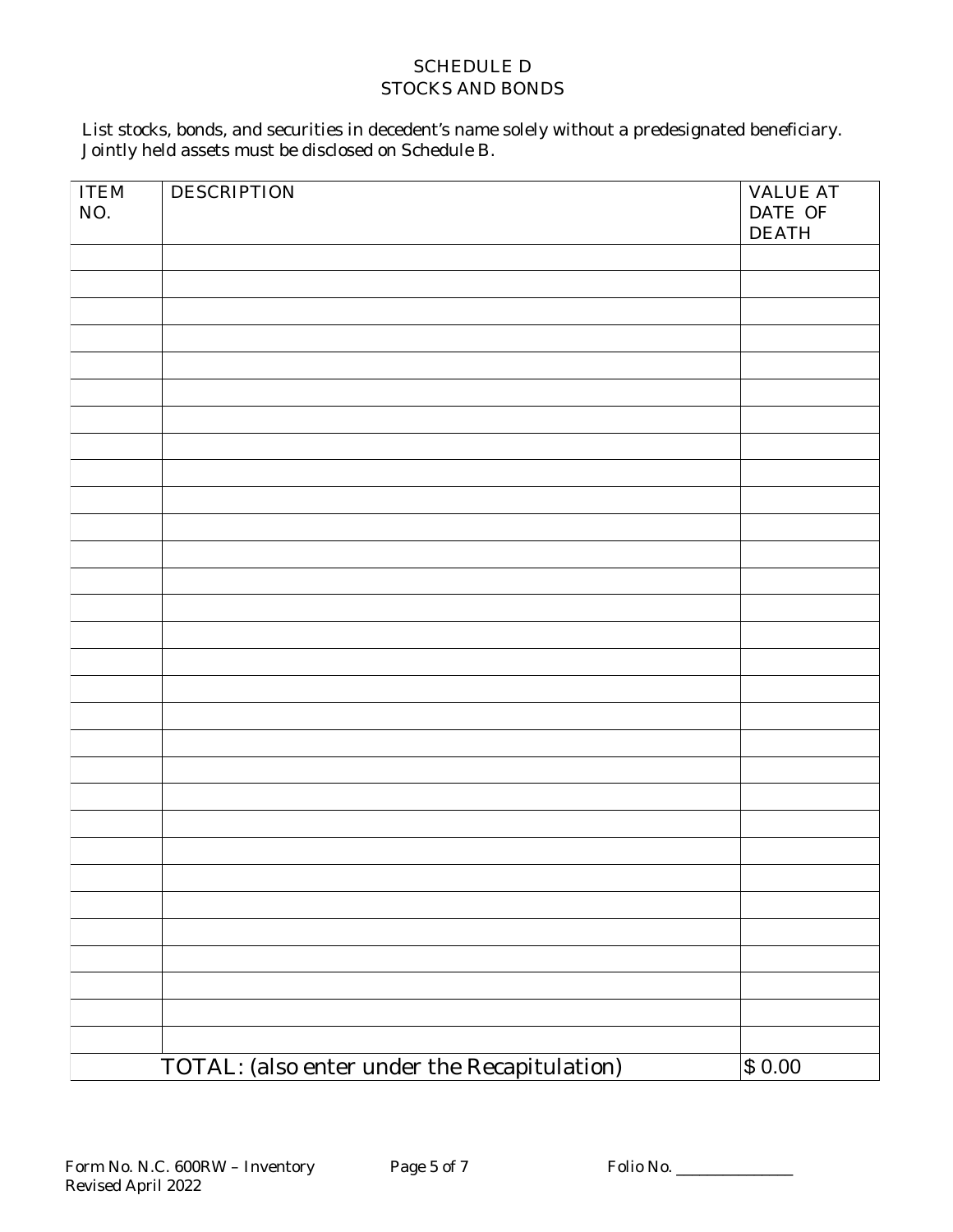# SCHEDULE D
## STOCKS AND BONDS

List stocks, bonds, and securities in decedent's name solely without a predesignated beneficiary. Jointly held assets must be disclosed on Schedule B.

| ITEM NO. | DESCRIPTION | VALUE AT DATE OF DEATH |
|---|---|---|
| | | |
| | | |
| | | |
| | | |
| | | |
| | | |
| | | |
| | | |
| | | |
| | | |
| | | |
| | | |
| | | |
| | | |
| | | |
| | | |
| | | |
| | | |
| | | |
| | | |
| | | |
| | | |
| | | |
| | | |
| | | |
| | | |
| | | |
| | | |
| | | |
| | | |
| | TOTAL: (also enter under the Recapitulation) | $ 0.00 |

Form No. N.C. 600RW – Inventory
Revised April 2022

Folio No. _______________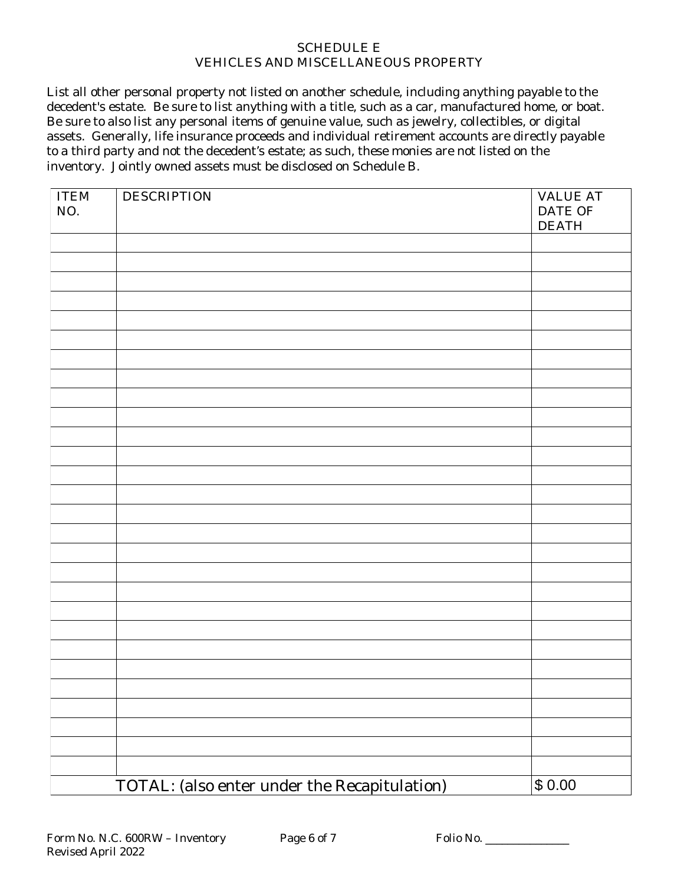# SCHEDULE E
## VEHICLES AND MISCELLANEOUS PROPERTY

List all other personal property not listed on another schedule, including anything payable to the decedent's estate. Be sure to list anything with a title, such as a car, manufactured home, or boat. Be sure to also list any personal items of genuine value, such as jewelry, collectibles, or digital assets. Generally, life insurance proceeds and individual retirement accounts are directly payable to a third party and not the decedent's estate; as such, these monies are not listed on the inventory. Jointly owned assets must be disclosed on Schedule B.

| ITEM NO. | DESCRIPTION | VALUE AT DATE OF DEATH |
|---|---|---|
| | | |
| | | |
| | | |
| | | |
| | | |
| | | |
| | | |
| | | |
| | | |
| | | |
| | | |
| | | |
| | | |
| | | |
| | | |
| | | |
| | | |
| | | |
| | | |
| | | |
| | | |
| | | |
| | | |
| | | |
| | | |
| | | |
| | | |
| | | |
| | TOTAL: (also enter under the Recapitulation) | $ 0.00 |

Form No. N.C. 600RW – Inventory
Revised April 2022

Folio No. _______________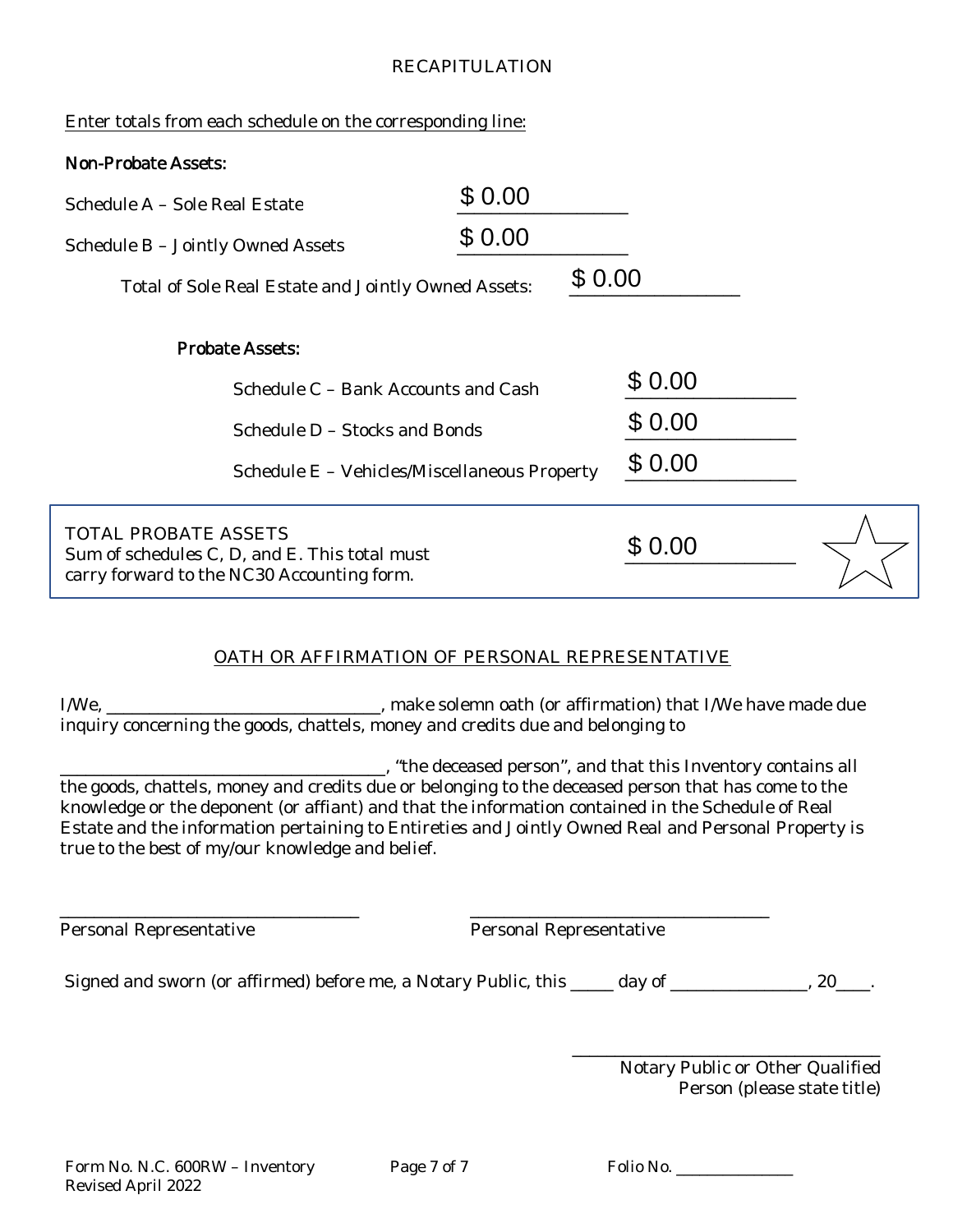# RECAPITULATION

Enter totals from each schedule on the corresponding line:

**Non-Probate Assets:**

Schedule A – Sole Real Estate $ 0.00

Schedule B – Jointly Owned Assets $ 0.00

Total of Sole Real Estate and Jointly Owned Assets: $ 0.00

**Probate Assets:**

Schedule C – Bank Accounts and Cash $ 0.00

Schedule D – Stocks and Bonds $ 0.00

Schedule E – Vehicles/Miscellaneous Property $ 0.00

TOTAL PROBATE ASSETS
Sum of schedules C, D, and E. This total must carry forward to the NC30 Accounting form. $ 0.00

## OATH OR AFFIRMATION OF PERSONAL REPRESENTATIVE

I/We, ______________________________, make solemn oath (or affirmation) that I/We have made due inquiry concerning the goods, chattels, money and credits due and belonging to

____________________________________, "the deceased person", and that this Inventory contains all the goods, chattels, money and credits due or belonging to the deceased person that has come to the knowledge or the deponent (or affiant) and that the information contained in the Schedule of Real Estate and the information pertaining to Entireties and Jointly Owned Real and Personal Property is true to the best of my/our knowledge and belief.

_________________________________
Personal Representative

_________________________________
Personal Representative

Signed and sworn (or affirmed) before me, a Notary Public, this _____ day of ________________, 20____.

_________________________________
Notary Public or Other Qualified Person (please state title)

Form No. N.C. 600RW – Inventory
Revised April 2022

Folio No. _______________